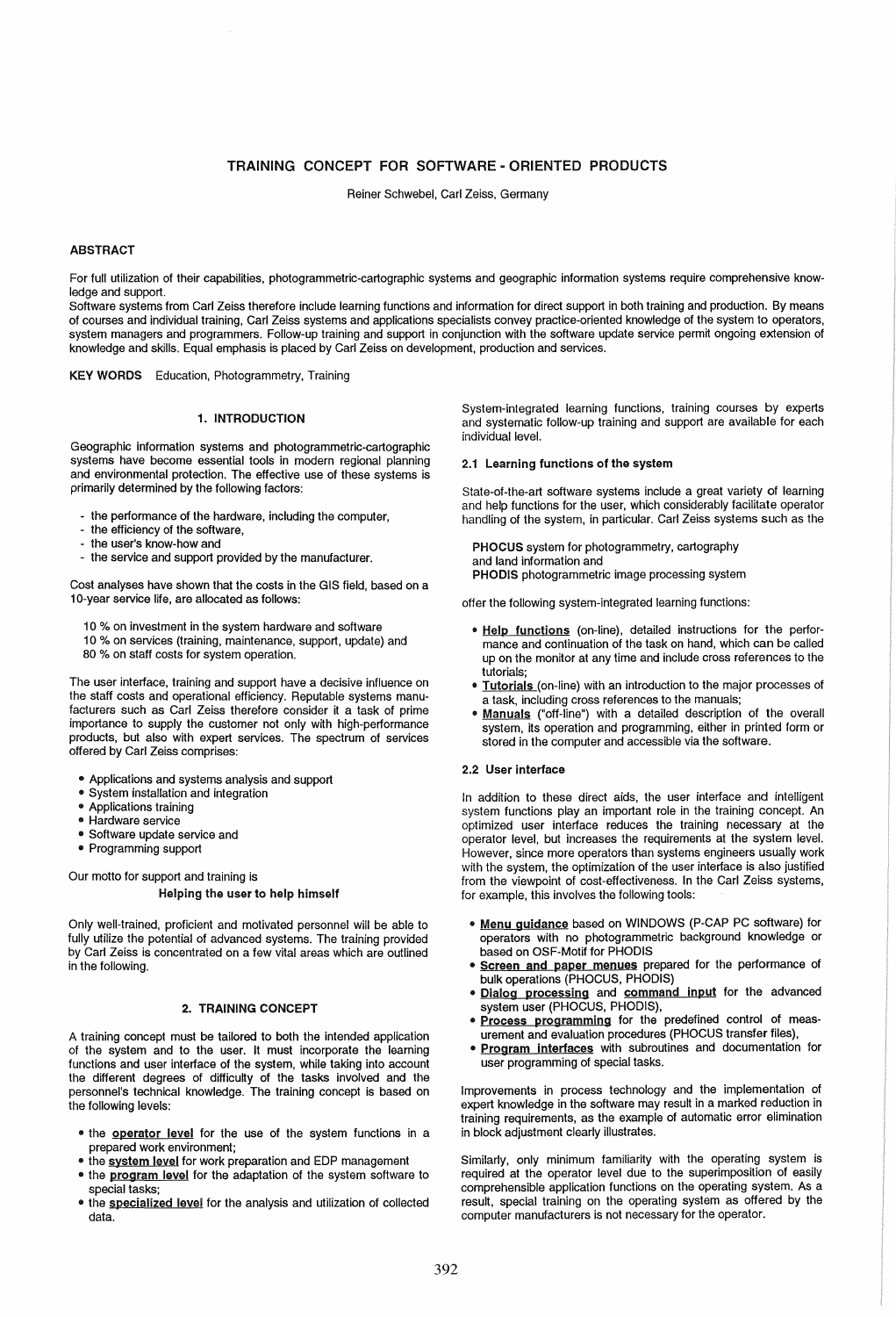# TRAINING CONCEPT FOR SOFTWARE - ORIENTED PRODUCTS

Reiner Schwebel, Carl Zeiss, Germany

## ABSTRACT

For full utilization of their capabilities, photogrammetric-cartographic systems and geographic information systems require comprehensive knowledge and support.
Software systems from Carl Zeiss therefore include learning functions and information for direct support in both training and production. By means of courses and individual training, Carl Zeiss systems and applications specialists convey practice-oriented knowledge of the system to operators, system managers and programmers. Follow-up training and support in conjunction with the software update service permit ongoing extension of knowledge and skills. Equal emphasis is placed by Carl Zeiss on development, production and services.

**KEY WORDS** Education, Photogrammetry, Training

## 1. INTRODUCTION

Geographic information systems and photogrammetric-cartographic systems have become essential tools in modern regional planning and environmental protection. The effective use of these systems is primarily determined by the following factors:

- the performance of the hardware, including the computer,
- the efficiency of the software,
- the user's know-how and
- the service and support provided by the manufacturer.

Cost analyses have shown that the costs in the GIS field, based on a 10-year service life, are allocated as follows:

10 % on investment in the system hardware and software
10 % on services (training, maintenance, support, update) and
80 % on staff costs for system operation.

The user interface, training and support have a decisive influence on the staff costs and operational efficiency. Reputable systems manufacturers such as Carl Zeiss therefore consider it a task of prime importance to supply the customer not only with high-performance products, but also with expert services. The spectrum of services offered by Carl Zeiss comprises:

- Applications and systems analysis and support
- System installation and integration
- Applications training
- Hardware service
- Software update service and
- Programming support

Our motto for support and training is

**Helping the user to help himself**

Only well-trained, proficient and motivated personnel will be able to fully utilize the potential of advanced systems. The training provided by Carl Zeiss is concentrated on a few vital areas which are outlined in the following.

## 2. TRAINING CONCEPT

A training concept must be tailored to both the intended application of the system and to the user. It must incorporate the learning functions and user interface of the system, while taking into account the different degrees of difficulty of the tasks involved and the personnel's technical knowledge. The training concept is based on the following levels:

- the **operator level** for the use of the system functions in a prepared work environment;
- the **system level** for work preparation and EDP management
- the **program level** for the adaptation of the system software to special tasks;
- the **specialized level** for the analysis and utilization of collected data.

System-integrated learning functions, training courses by experts and systematic follow-up training and support are available for each individual level.

### 2.1 Learning functions of the system

State-of-the-art software systems include a great variety of learning and help functions for the user, which considerably facilitate operator handling of the system, in particular. Carl Zeiss systems such as the

**PHOCUS** system for photogrammetry, cartography
and land information and
**PHODIS** photogrammetric image processing system

offer the following system-integrated learning functions:

- **Help functions** (on-line), detailed instructions for the performance and continuation of the task on hand, which can be called up on the monitor at any time and include cross references to the tutorials;
- **Tutorials** (on-line) with an introduction to the major processes of a task, including cross references to the manuals;
- **Manuals** ("off-line") with a detailed description of the overall system, its operation and programming, either in printed form or stored in the computer and accessible via the software.

### 2.2 User interface

In addition to these direct aids, the user interface and intelligent system functions play an important role in the training concept. An optimized user interface reduces the training necessary at the operator level, but increases the requirements at the system level. However, since more operators than systems engineers usually work with the system, the optimization of the user interface is also justified from the viewpoint of cost-effectiveness. In the Carl Zeiss systems, for example, this involves the following tools:

- **Menu guidance** based on WINDOWS (P-CAP PC software) for operators with no photogrammetric background knowledge or based on OSF-Motif for PHODIS
- **Screen and paper menues** prepared for the performance of bulk operations (PHOCUS, PHODIS)
- **Dialog processing** and **command input** for the advanced system user (PHOCUS, PHODIS),
- **Process programming** for the predefined control of measurement and evaluation procedures (PHOCUS transfer files),
- **Program interfaces** with subroutines and documentation for user programming of special tasks.

Improvements in process technology and the implementation of expert knowledge in the software may result in a marked reduction in training requirements, as the example of automatic error elimination in block adjustment clearly illustrates.

Similarly, only minimum familiarity with the operating system is required at the operator level due to the superimposition of easily comprehensible application functions on the operating system. As a result, special training on the operating system as offered by the computer manufacturers is not necessary for the operator.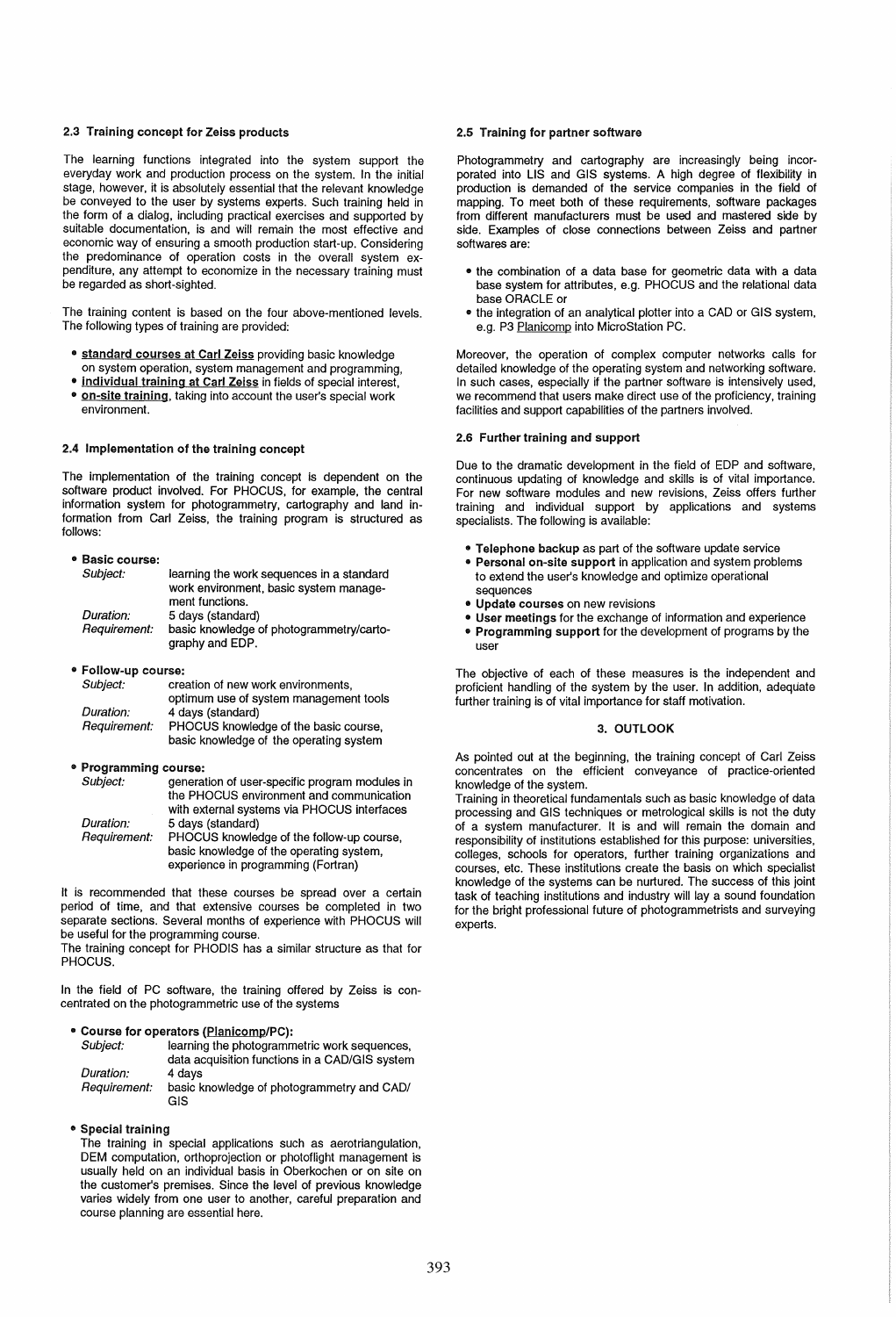### 2.3 Training concept for Zeiss products

The learning functions integrated into the system support the everyday work and production process on the system. In the initial stage, however, it is absolutely essential that the relevant knowledge be conveyed to the user by systems experts. Such training held in the form of a dialog, including practical exercises and supported by suitable documentation, is and will remain the most effective and economic way of ensuring a smooth production start-up. Considering the predominance of operation costs in the overall system expenditure, any attempt to economize in the necessary training must be regarded as short-sighted.

The training content is based on the four above-mentioned levels. The following types of training are provided:

- **standard courses at Carl Zeiss** providing basic knowledge on system operation, system management and programming,
- **individual training at Carl Zeiss** in fields of special interest,
- **on-site training**, taking into account the user's special work environment.

### 2.4 Implementation of the training concept

The implementation of the training concept is dependent on the software product involved. For PHOCUS, for example, the central information system for photogrammetry, cartography and land information from Carl Zeiss, the training program is structured as follows:

- **Basic course:**
  - *Subject:* learning the work sequences in a standard work environment, basic system management functions.
  - *Duration:* 5 days (standard)
  - *Requirement:* basic knowledge of photogrammetry/cartography and EDP.
- **Follow-up course:**
  - *Subject:* creation of new work environments, optimum use of system management tools
  - *Duration:* 4 days (standard)
  - *Requirement:* PHOCUS knowledge of the basic course, basic knowledge of the operating system
- **Programming course:**
  - *Subject:* generation of user-specific program modules in the PHOCUS environment and communication with external systems via PHOCUS interfaces
  - *Duration:* 5 days (standard)
  - *Requirement:* PHOCUS knowledge of the follow-up course, basic knowledge of the operating system, experience in programming (Fortran)

It is recommended that these courses be spread over a certain period of time, and that extensive courses be completed in two separate sections. Several months of experience with PHOCUS will be useful for the programming course.
The training concept for PHODIS has a similar structure as that for PHOCUS.

In the field of PC software, the training offered by Zeiss is concentrated on the photogrammetric use of the systems

- **Course for operators (Planicomp/PC):**
  - *Subject:* learning the photogrammetric work sequences, data acquisition functions in a CAD/GIS system
  - *Duration:* 4 days
  - *Requirement:* basic knowledge of photogrammetry and CAD/GIS
- **Special training**
  The training in special applications such as aerotriangulation, DEM computation, orthoprojection or photoflight management is usually held on an individual basis in Oberkochen or on site on the customer's premises. Since the level of previous knowledge varies widely from one user to another, careful preparation and course planning are essential here.

### 2.5 Training for partner software

Photogrammetry and cartography are increasingly being incorporated into LIS and GIS systems. A high degree of flexibility in production is demanded of the service companies in the field of mapping. To meet both of these requirements, software packages from different manufacturers must be used and mastered side by side. Examples of close connections between Zeiss and partner softwares are:

- the combination of a data base for geometric data with a data base system for attributes, e.g. PHOCUS and the relational data base ORACLE or
- the integration of an analytical plotter into a CAD or GIS system, e.g. P3 Planicomp into MicroStation PC.

Moreover, the operation of complex computer networks calls for detailed knowledge of the operating system and networking software. In such cases, especially if the partner software is intensively used, we recommend that users make direct use of the proficiency, training facilities and support capabilities of the partners involved.

### 2.6 Further training and support

Due to the dramatic development in the field of EDP and software, continuous updating of knowledge and skills is of vital importance. For new software modules and new revisions, Zeiss offers further training and individual support by applications and systems specialists. The following is available:

- **Telephone backup** as part of the software update service
- **Personal on-site support** in application and system problems to extend the user's knowledge and optimize operational sequences
- **Update courses** on new revisions
- **User meetings** for the exchange of information and experience
- **Programming support** for the development of programs by the user

The objective of each of these measures is the independent and proficient handling of the system by the user. In addition, adequate further training is of vital importance for staff motivation.

## 3. OUTLOOK

As pointed out at the beginning, the training concept of Carl Zeiss concentrates on the efficient conveyance of practice-oriented knowledge of the system.
Training in theoretical fundamentals such as basic knowledge of data processing and GIS techniques or metrological skills is not the duty of a system manufacturer. It is and will remain the domain and responsibility of institutions established for this purpose: universities, colleges, schools for operators, further training organizations and courses, etc. These institutions create the basis on which specialist knowledge of the systems can be nurtured. The success of this joint task of teaching institutions and industry will lay a sound foundation for the bright professional future of photogrammetrists and surveying experts.